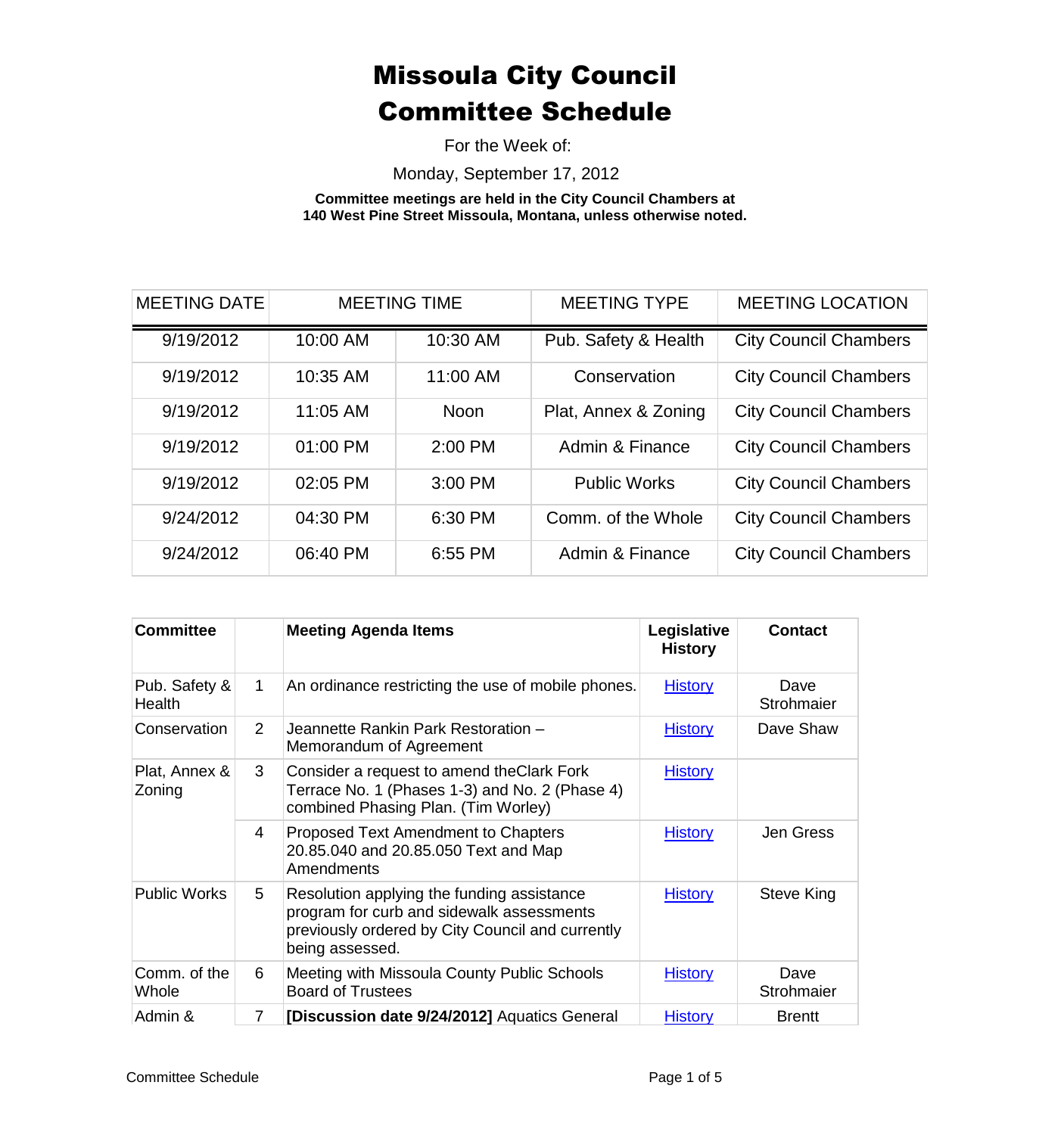# Missoula City Council Committee Schedule

For the Week of:

Monday, September 17, 2012

**Committee meetings are held in the City Council Chambers at 140 West Pine Street Missoula, Montana, unless otherwise noted.**

| MEETING DATE | MEETING TIME | | MEETING TYPE | MEETING LOCATION |
|---|---|---|---|---|
| 9/19/2012 | 10:00 AM | 10:30 AM | Pub. Safety & Health | City Council Chambers |
| 9/19/2012 | 10:35 AM | 11:00 AM | Conservation | City Council Chambers |
| 9/19/2012 | 11:05 AM | Noon | Plat, Annex & Zoning | City Council Chambers |
| 9/19/2012 | 01:00 PM | 2:00 PM | Admin & Finance | City Council Chambers |
| 9/19/2012 | 02:05 PM | 3:00 PM | Public Works | City Council Chambers |
| 9/24/2012 | 04:30 PM | 6:30 PM | Comm. of the Whole | City Council Chambers |
| 9/24/2012 | 06:40 PM | 6:55 PM | Admin & Finance | City Council Chambers |

| **Committee** | | **Meeting Agenda Items** | **Legislative History** | **Contact** |
|---|---|---|---|---|
| Pub. Safety & Health | 1 | An ordinance restricting the use of mobile phones. | History | Dave Strohmaier |
| Conservation | 2 | Jeannette Rankin Park Restoration – Memorandum of Agreement | History | Dave Shaw |
| Plat, Annex & Zoning | 3 | Consider a request to amend theClark Fork Terrace No. 1 (Phases 1-3) and No. 2 (Phase 4) combined Phasing Plan. (Tim Worley) | History | |
| | 4 | Proposed Text Amendment to Chapters 20.85.040 and 20.85.050 Text and Map Amendments | History | Jen Gress |
| Public Works | 5 | Resolution applying the funding assistance program for curb and sidewalk assessments previously ordered by City Council and currently being assessed. | History | Steve King |
| Comm. of the Whole | 6 | Meeting with Missoula County Public Schools Board of Trustees | History | Dave Strohmaier |
| Admin & | 7 | **[Discussion date 9/24/2012]** Aquatics General | History | Brentt |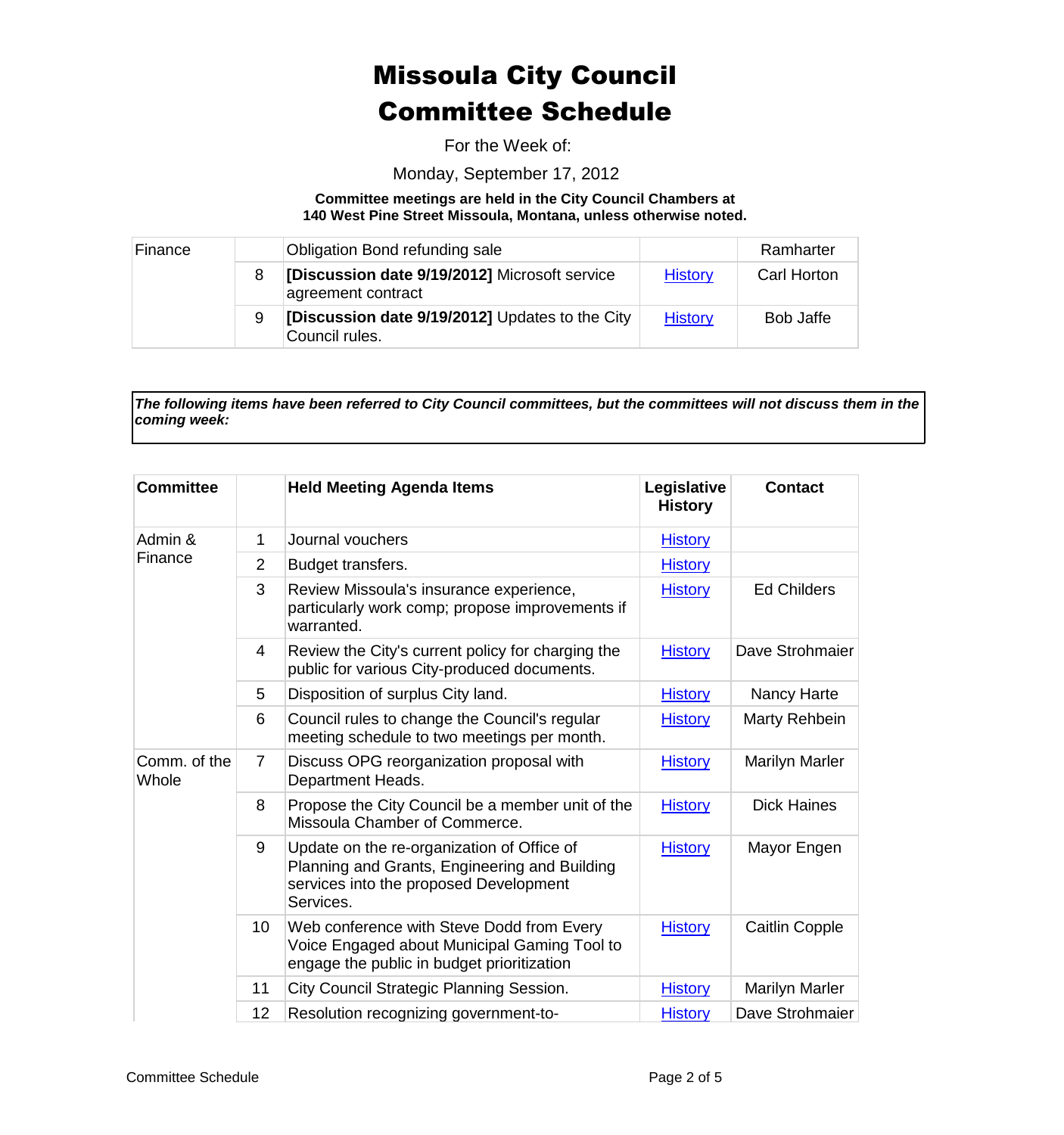# Missoula City Council Committee Schedule

For the Week of:

Monday, September 17, 2012

**Committee meetings are held in the City Council Chambers at 140 West Pine Street Missoula, Montana, unless otherwise noted.**

| | | | | |
|---|---|---|---|---|
| Finance | | Obligation Bond refunding sale | | Ramharter |
| | 8 | **[Discussion date 9/19/2012]** Microsoft service agreement contract | History | Carl Horton |
| | 9 | **[Discussion date 9/19/2012]** Updates to the City Council rules. | History | Bob Jaffe |

***The following items have been referred to City Council committees, but the committees will not discuss them in the coming week:***

| Committee | | Held Meeting Agenda Items | Legislative History | Contact |
|---|---|---|---|---|
| Admin & Finance | 1 | Journal vouchers | History | |
| | 2 | Budget transfers. | History | |
| | 3 | Review Missoula's insurance experience, particularly work comp; propose improvements if warranted. | History | Ed Childers |
| | 4 | Review the City's current policy for charging the public for various City-produced documents. | History | Dave Strohmaier |
| | 5 | Disposition of surplus City land. | History | Nancy Harte |
| | 6 | Council rules to change the Council's regular meeting schedule to two meetings per month. | History | Marty Rehbein |
| Comm. of the Whole | 7 | Discuss OPG reorganization proposal with Department Heads. | History | Marilyn Marler |
| | 8 | Propose the City Council be a member unit of the Missoula Chamber of Commerce. | History | Dick Haines |
| | 9 | Update on the re-organization of Office of Planning and Grants, Engineering and Building services into the proposed Development Services. | History | Mayor Engen |
| | 10 | Web conference with Steve Dodd from Every Voice Engaged about Municipal Gaming Tool to engage the public in budget prioritization | History | Caitlin Copple |
| | 11 | City Council Strategic Planning Session. | History | Marilyn Marler |
| | 12 | Resolution recognizing government-to- | History | Dave Strohmaier |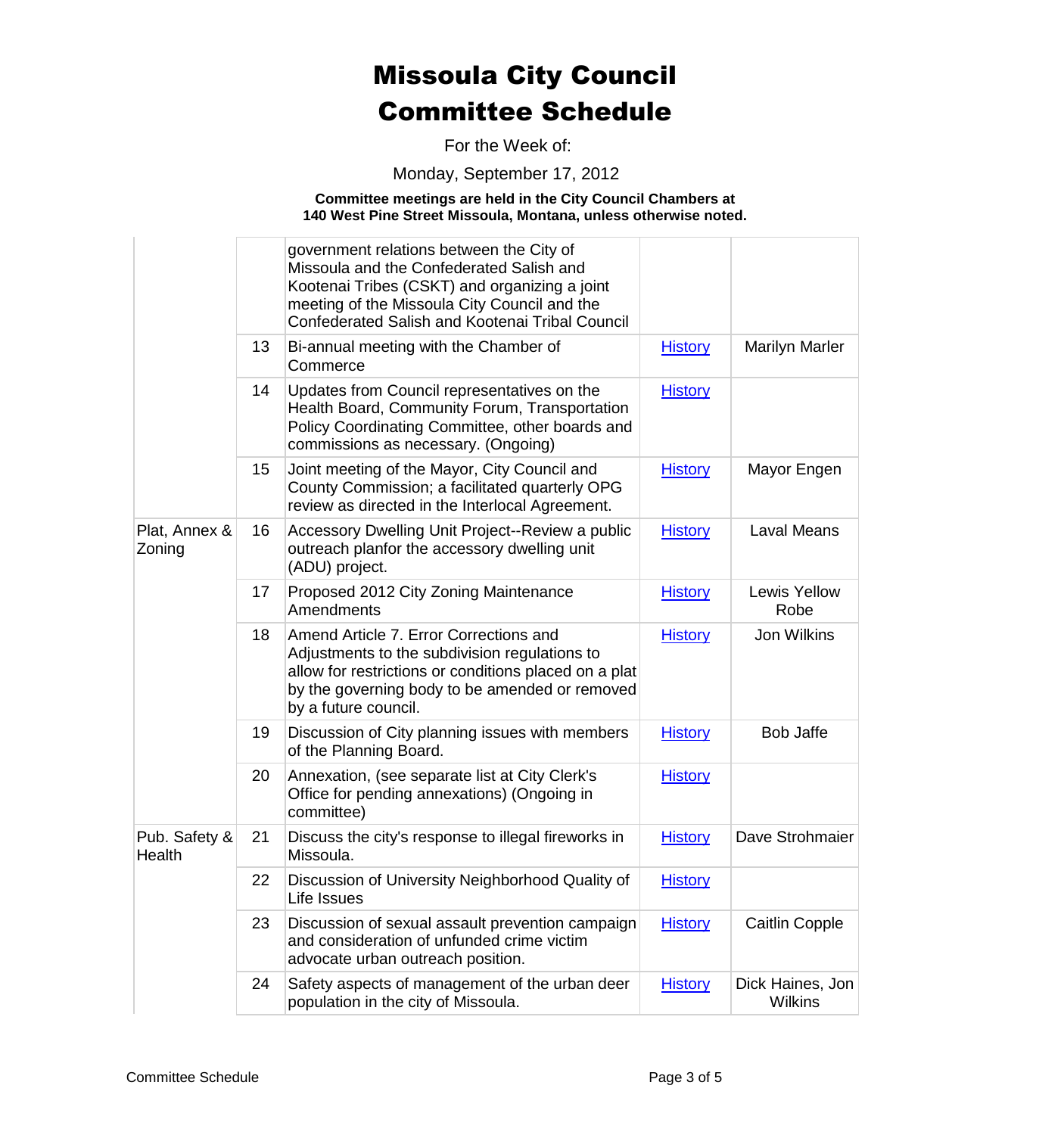# Missoula City Council Committee Schedule

For the Week of:

Monday, September 17, 2012

**Committee meetings are held in the City Council Chambers at 140 West Pine Street Missoula, Montana, unless otherwise noted.**

| | | | | |
|---|---|---|---|---|
| | | government relations between the City of Missoula and the Confederated Salish and Kootenai Tribes (CSKT) and organizing a joint meeting of the Missoula City Council and the Confederated Salish and Kootenai Tribal Council | | |
| | 13 | Bi-annual meeting with the Chamber of Commerce | History | Marilyn Marler |
| | 14 | Updates from Council representatives on the Health Board, Community Forum, Transportation Policy Coordinating Committee, other boards and commissions as necessary. (Ongoing) | History | |
| | 15 | Joint meeting of the Mayor, City Council and County Commission; a facilitated quarterly OPG review as directed in the Interlocal Agreement. | History | Mayor Engen |
| Plat, Annex & Zoning | 16 | Accessory Dwelling Unit Project--Review a public outreach planfor the accessory dwelling unit (ADU) project. | History | Laval Means |
| | 17 | Proposed 2012 City Zoning Maintenance Amendments | History | Lewis Yellow Robe |
| | 18 | Amend Article 7. Error Corrections and Adjustments to the subdivision regulations to allow for restrictions or conditions placed on a plat by the governing body to be amended or removed by a future council. | History | Jon Wilkins |
| | 19 | Discussion of City planning issues with members of the Planning Board. | History | Bob Jaffe |
| | 20 | Annexation, (see separate list at City Clerk's Office for pending annexations) (Ongoing in committee) | History | |
| Pub. Safety & Health | 21 | Discuss the city's response to illegal fireworks in Missoula. | History | Dave Strohmaier |
| | 22 | Discussion of University Neighborhood Quality of Life Issues | History | |
| | 23 | Discussion of sexual assault prevention campaign and consideration of unfunded crime victim advocate urban outreach position. | History | Caitlin Copple |
| | 24 | Safety aspects of management of the urban deer population in the city of Missoula. | History | Dick Haines, Jon Wilkins |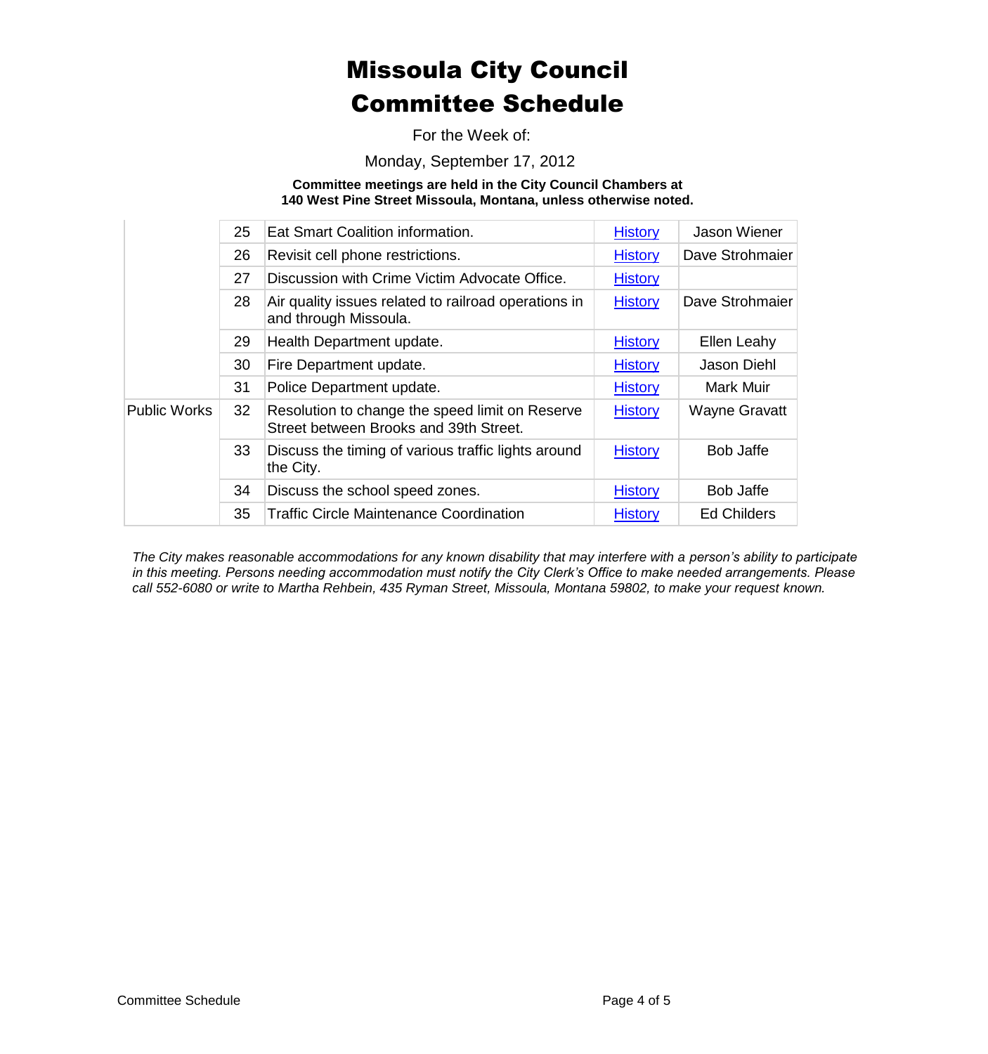# Missoula City Council Committee Schedule

For the Week of:

Monday, September 17, 2012

**Committee meetings are held in the City Council Chambers at 140 West Pine Street Missoula, Montana, unless otherwise noted.**

| | | | | |
|---|---|---|---|---|
| | 25 | Eat Smart Coalition information. | History | Jason Wiener |
| | 26 | Revisit cell phone restrictions. | History | Dave Strohmaier |
| | 27 | Discussion with Crime Victim Advocate Office. | History | |
| | 28 | Air quality issues related to railroad operations in and through Missoula. | History | Dave Strohmaier |
| | 29 | Health Department update. | History | Ellen Leahy |
| | 30 | Fire Department update. | History | Jason Diehl |
| | 31 | Police Department update. | History | Mark Muir |
| Public Works | 32 | Resolution to change the speed limit on Reserve Street between Brooks and 39th Street. | History | Wayne Gravatt |
| | 33 | Discuss the timing of various traffic lights around the City. | History | Bob Jaffe |
| | 34 | Discuss the school speed zones. | History | Bob Jaffe |
| | 35 | Traffic Circle Maintenance Coordination | History | Ed Childers |

*The City makes reasonable accommodations for any known disability that may interfere with a person's ability to participate in this meeting. Persons needing accommodation must notify the City Clerk's Office to make needed arrangements. Please call 552-6080 or write to Martha Rehbein, 435 Ryman Street, Missoula, Montana 59802, to make your request known.*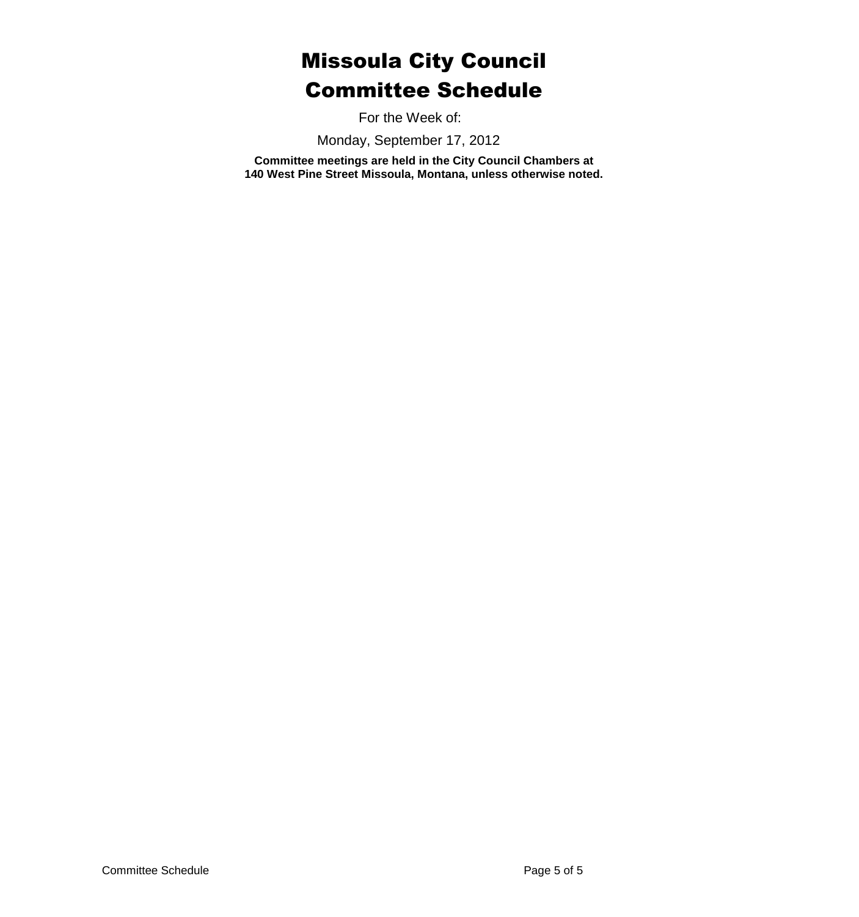# Missoula City Council
# Committee Schedule

For the Week of:

Monday, September 17, 2012

**Committee meetings are held in the City Council Chambers at 140 West Pine Street Missoula, Montana, unless otherwise noted.**